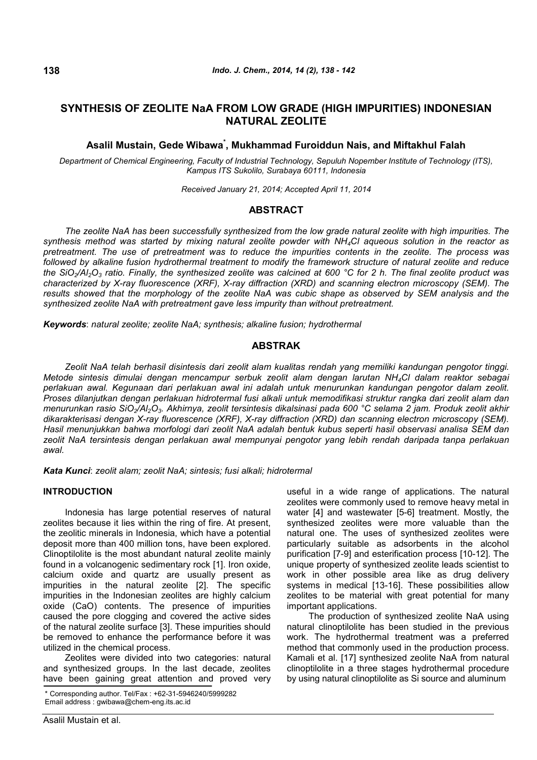# SYNTHESIS OF ZEOLITE NaA FROM LOW GRADE (HIGH IMPURITIES) INDONESIAN NATURAL ZEOLITE

**Asalil Mustain, Gede Wibawa[*], Mukhammad Furoiddun Nais, and Miftakhul Falah**

*Department of Chemical Engineering, Faculty of Industrial Technology, Sepuluh Nopember Institute of Technology (ITS), Kampus ITS Sukolilo, Surabaya 60111, Indonesia*

*Received January 21, 2014; Accepted April 11, 2014*

## ABSTRACT

*The zeolite NaA has been successfully synthesized from the low grade natural zeolite with high impurities. The synthesis method was started by mixing natural zeolite powder with $NH_4Cl$ aqueous solution in the reactor as pretreatment. The use of pretreatment was to reduce the impurities contents in the zeolite. The process was followed by alkaline fusion hydrothermal treatment to modify the framework structure of natural zeolite and reduce the $SiO_2/Al_2O_3$ ratio. Finally, the synthesized zeolite was calcined at 600 °C for 2 h. The final zeolite product was characterized by X-ray fluorescence (XRF), X-ray diffraction (XRD) and scanning electron microscopy (SEM). The results showed that the morphology of the zeolite NaA was cubic shape as observed by SEM analysis and the synthesized zeolite NaA with pretreatment gave less impurity than without pretreatment.*

***Keywords***: *natural zeolite; zeolite NaA; synthesis; alkaline fusion; hydrothermal*

## ABSTRAK

*Zeolit NaA telah berhasil disintesis dari zeolit alam kualitas rendah yang memiliki kandungan pengotor tinggi. Metode sintesis dimulai dengan mencampur serbuk zeolit alam dengan larutan $NH_4Cl$ dalam reaktor sebagai perlakuan awal. Kegunaan dari perlakuan awal ini adalah untuk menurunkan kandungan pengotor dalam zeolit. Proses dilanjutkan dengan perlakuan hidrotermal fusi alkali untuk memodifikasi struktur rangka dari zeolit alam dan menurunkan rasio $SiO_2/Al_2O_3$. Akhirnya, zeolit tersintesis dikalsinasi pada 600 °C selama 2 jam. Produk zeolit akhir dikarakterisasi dengan X-ray fluorescence (XRF), X-ray diffraction (XRD) dan scanning electron microscopy (SEM). Hasil menunjukkan bahwa morfologi dari zeolit NaA adalah bentuk kubus seperti hasil observasi analisa SEM dan zeolit NaA tersintesis dengan perlakuan awal mempunyai pengotor yang lebih rendah daripada tanpa perlakuan awal.*

***Kata Kunci***: *zeolit alam; zeolit NaA; sintesis; fusi alkali; hidrotermal*

## INTRODUCTION

Indonesia has large potential reserves of natural zeolites because it lies within the ring of fire. At present, the zeolitic minerals in Indonesia, which have a potential deposit more than 400 million tons, have been explored. Clinoptilolite is the most abundant natural zeolite mainly found in a volcanogenic sedimentary rock [1]. Iron oxide, calcium oxide and quartz are usually present as impurities in the natural zeolite [2]. The specific impurities in the Indonesian zeolites are highly calcium oxide (CaO) contents. The presence of impurities caused the pore clogging and covered the active sides of the natural zeolite surface [3]. These impurities should be removed to enhance the performance before it was utilized in the chemical process.

Zeolites were divided into two categories: natural and synthesized groups. In the last decade, zeolites have been gaining great attention and proved very useful in a wide range of applications. The natural zeolites were commonly used to remove heavy metal in water [4] and wastewater [5-6] treatment. Mostly, the synthesized zeolites were more valuable than the natural one. The uses of synthesized zeolites were particularly suitable as adsorbents in the alcohol purification [7-9] and esterification process [10-12]. The unique property of synthesized zeolite leads scientist to work in other possible area like as drug delivery systems in medical [13-16]. These possibilities allow zeolites to be material with great potential for many important applications.

The production of synthesized zeolite NaA using natural clinoptilolite has been studied in the previous work. The hydrothermal treatment was a preferred method that commonly used in the production process. Kamali et al. [17] synthesized zeolite NaA from natural clinoptilolite in a three stages hydrothermal procedure by using natural clinoptilolite as Si source and aluminum

\* Corresponding author. Tel/Fax : +62-31-5946240/5999282
Email address : gwibawa@chem-eng.its.ac.id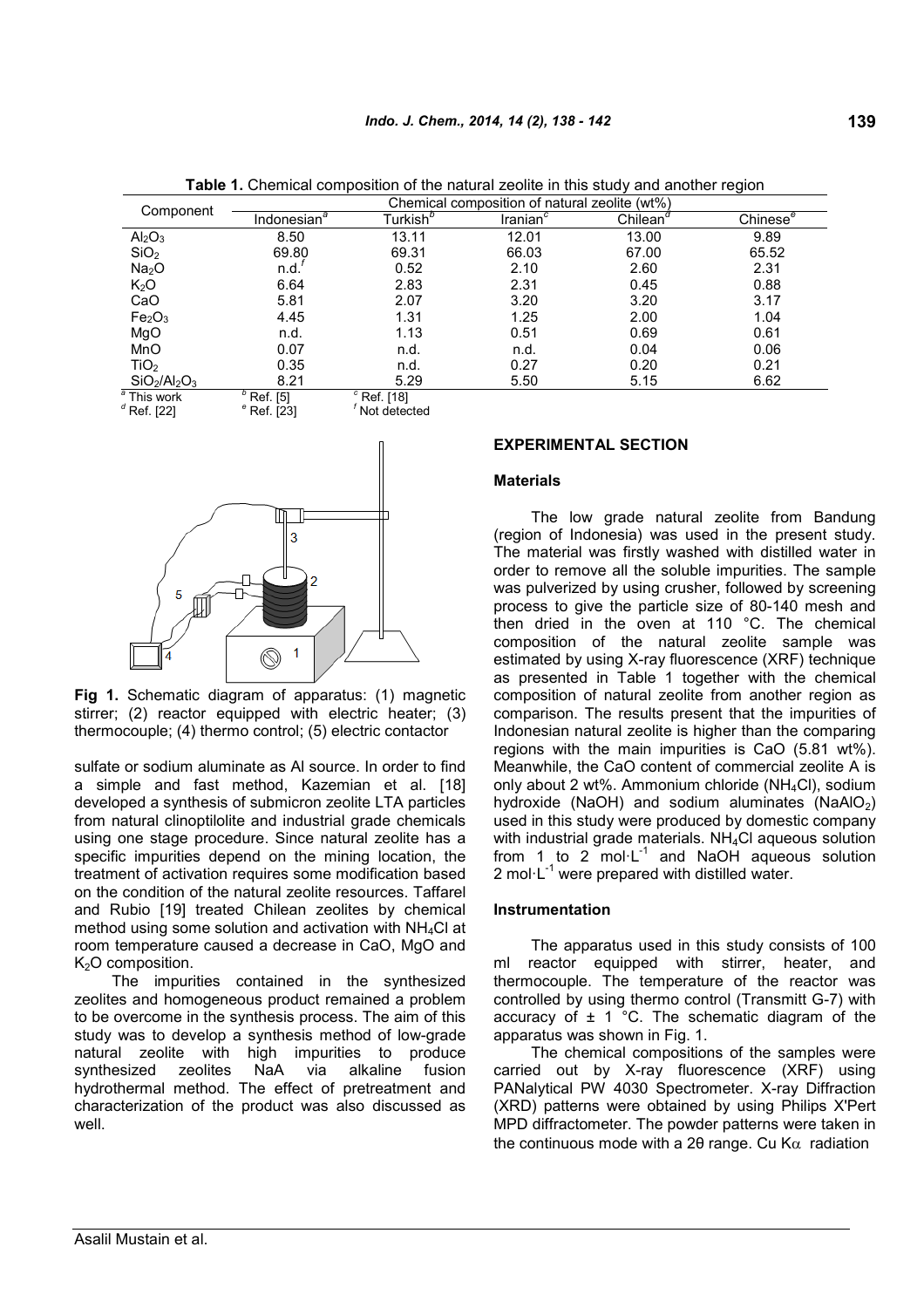**Table 1.** Chemical composition of the natural zeolite in this study and another region

| Component | Chemical composition of natural zeolite (wt%) | | | | |
|---|---|---|---|---|---|
| | Indonesian[a] | Turkish[b] | Iranian[c] | Chilean[d] | Chinese[e] |
| $Al_2O_3$ | 8.50 | 13.11 | 12.01 | 13.00 | 9.89 |
| $SiO_2$ | 69.80 | 69.31 | 66.03 | 67.00 | 65.52 |
| $Na_2O$ | n.d.[f] | 0.52 | 2.10 | 2.60 | 2.31 |
| $K_2O$ | 6.64 | 2.83 | 2.31 | 0.45 | 0.88 |
| CaO | 5.81 | 2.07 | 3.20 | 3.20 | 3.17 |
| $Fe_2O_3$ | 4.45 | 1.31 | 1.25 | 2.00 | 1.04 |
| MgO | n.d. | 1.13 | 0.51 | 0.69 | 0.61 |
| MnO | 0.07 | n.d. | n.d. | 0.04 | 0.06 |
| $TiO_2$ | 0.35 | n.d. | 0.27 | 0.20 | 0.21 |
| $SiO_2/Al_2O_3$ | 8.21 | 5.29 | 5.50 | 5.15 | 6.62 |

[a] This work [b] Ref. [5] [c] Ref. [18]
[d] Ref. [22] [e] Ref. [23] [f] Not detected

**Fig 1.** Schematic diagram of apparatus: (1) magnetic stirrer; (2) reactor equipped with electric heater; (3) thermocouple; (4) thermo control; (5) electric contactor

sulfate or sodium aluminate as Al source. In order to find a simple and fast method, Kazemian et al. [18] developed a synthesis of submicron zeolite LTA particles from natural clinoptilolite and industrial grade chemicals using one stage procedure. Since natural zeolite has a specific impurities depend on the mining location, the treatment of activation requires some modification based on the condition of the natural zeolite resources. Taffarel and Rubio [19] treated Chilean zeolites by chemical method using some solution and activation with $NH_4Cl$ at room temperature caused a decrease in CaO, MgO and $K_2O$ composition.

The impurities contained in the synthesized zeolites and homogeneous product remained a problem to be overcome in the synthesis process. The aim of this study was to develop a synthesis method of low-grade natural zeolite with high impurities to produce synthesized zeolites NaA via alkaline fusion hydrothermal method. The effect of pretreatment and characterization of the product was also discussed as well.

## EXPERIMENTAL SECTION

### Materials

The low grade natural zeolite from Bandung (region of Indonesia) was used in the present study. The material was firstly washed with distilled water in order to remove all the soluble impurities. The sample was pulverized by using crusher, followed by screening process to give the particle size of 80-140 mesh and then dried in the oven at 110 °C. The chemical composition of the natural zeolite sample was estimated by using X-ray fluorescence (XRF) technique as presented in Table 1 together with the chemical composition of natural zeolite from another region as comparison. The results present that the impurities of Indonesian natural zeolite is higher than the comparing regions with the main impurities is CaO (5.81 wt%). Meanwhile, the CaO content of commercial zeolite A is only about 2 wt%. Ammonium chloride ($NH_4Cl$), sodium hydroxide (NaOH) and sodium aluminates ($NaAlO_2$) used in this study were produced by domestic company with industrial grade materials. $NH_4Cl$ aqueous solution from 1 to 2 $mol \cdot L^{-1}$ and NaOH aqueous solution 2 $mol \cdot L^{-1}$ were prepared with distilled water.

### Instrumentation

The apparatus used in this study consists of 100 ml reactor equipped with stirrer, heater, and thermocouple. The temperature of the reactor was controlled by using thermo control (Transmitt G-7) with accuracy of ± 1 °C. The schematic diagram of the apparatus was shown in Fig. 1.

The chemical compositions of the samples were carried out by X-ray fluorescence (XRF) using PANalytical PW 4030 Spectrometer. X-ray Diffraction (XRD) patterns were obtained by using Philips X'Pert MPD diffractometer. The powder patterns were taken in the continuous mode with a 2θ range. Cu Kα radiation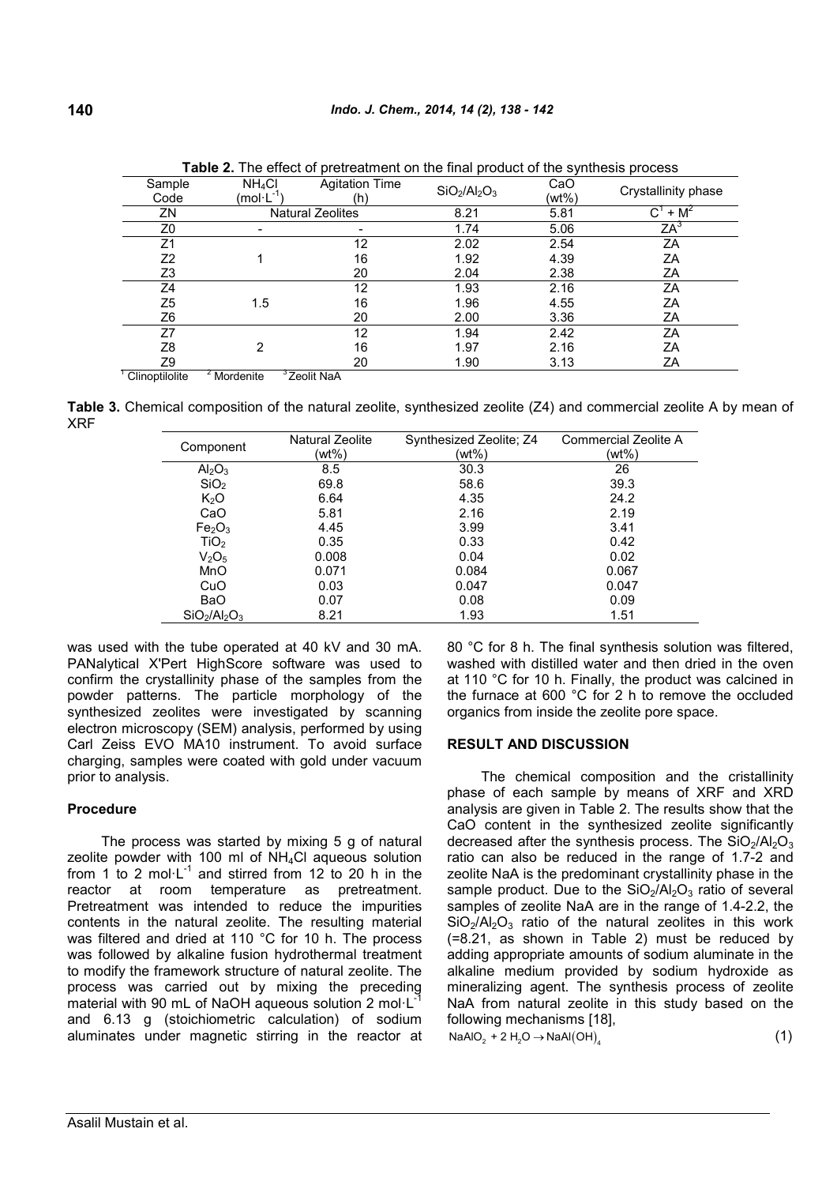**Table 2.** The effect of pretreatment on the final product of the synthesis process

| Sample Code | $NH_4Cl$ ($mol\cdot L^{-1}$) | Agitation Time (h) | $SiO_2/Al_2O_3$ | CaO (wt%) | Crystallinity phase |
|---|---|---|---|---|---|
| ZN | Natural Zeolites | | 8.21 | 5.81 | C[1] + M[2] |
| Z0 | - | - | 1.74 | 5.06 | ZA[3] |
| Z1 | 1 | 12 | 2.02 | 2.54 | ZA |
| Z2 | | 16 | 1.92 | 4.39 | ZA |
| Z3 | | 20 | 2.04 | 2.38 | ZA |
| Z4 | 1.5 | 12 | 1.93 | 2.16 | ZA |
| Z5 | | 16 | 1.96 | 4.55 | ZA |
| Z6 | | 20 | 2.00 | 3.36 | ZA |
| Z7 | 2 | 12 | 1.94 | 2.42 | ZA |
| Z8 | | 16 | 1.97 | 2.16 | ZA |
| Z9 | | 20 | 1.90 | 3.13 | ZA |

[1] Clinoptilolite [2] Mordenite [3] Zeolit NaA

**Table 3.** Chemical composition of the natural zeolite, synthesized zeolite (Z4) and commercial zeolite A by mean of XRF

| Component | Natural Zeolite (wt%) | Synthesized Zeolite; Z4 (wt%) | Commercial Zeolite A (wt%) |
|---|---|---|---|
| $Al_2O_3$ | 8.5 | 30.3 | 26 |
| $SiO_2$ | 69.8 | 58.6 | 39.3 |
| $K_2O$ | 6.64 | 4.35 | 24.2 |
| CaO | 5.81 | 2.16 | 2.19 |
| $Fe_2O_3$ | 4.45 | 3.99 | 3.41 |
| $TiO_2$ | 0.35 | 0.33 | 0.42 |
| $V_2O_5$ | 0.008 | 0.04 | 0.02 |
| MnO | 0.071 | 0.084 | 0.067 |
| CuO | 0.03 | 0.047 | 0.047 |
| BaO | 0.07 | 0.08 | 0.09 |
| $SiO_2/Al_2O_3$ | 8.21 | 1.93 | 1.51 |

was used with the tube operated at 40 kV and 30 mA. PANalytical X'Pert HighScore software was used to confirm the crystallinity phase of the samples from the powder patterns. The particle morphology of the synthesized zeolites were investigated by scanning electron microscopy (SEM) analysis, performed by using Carl Zeiss EVO MA10 instrument. To avoid surface charging, samples were coated with gold under vacuum prior to analysis.

### Procedure

The process was started by mixing 5 g of natural zeolite powder with 100 ml of $NH_4Cl$ aqueous solution from 1 to 2 $mol\cdot L^{-1}$ and stirred from 12 to 20 h in the reactor at room temperature as pretreatment. Pretreatment was intended to reduce the impurities contents in the natural zeolite. The resulting material was filtered and dried at 110 °C for 10 h. The process was followed by alkaline fusion hydrothermal treatment to modify the framework structure of natural zeolite. The process was carried out by mixing the preceding material with 90 mL of NaOH aqueous solution 2 $mol\cdot L^{-1}$ and 6.13 g (stoichiometric calculation) of sodium aluminates under magnetic stirring in the reactor at 80 °C for 8 h. The final synthesis solution was filtered, washed with distilled water and then dried in the oven at 110 °C for 10 h. Finally, the product was calcined in the furnace at 600 °C for 2 h to remove the occluded organics from inside the zeolite pore space.

## RESULT AND DISCUSSION

The chemical composition and the cristallinity phase of each sample by means of XRF and XRD analysis are given in Table 2. The results show that the CaO content in the synthesized zeolite significantly decreased after the synthesis process. The $SiO_2/Al_2O_3$ ratio can also be reduced in the range of 1.7-2 and zeolite NaA is the predominant crystallinity phase in the sample product. Due to the $SiO_2/Al_2O_3$ ratio of several samples of zeolite NaA are in the range of 1.4-2.2, the $SiO_2/Al_2O_3$ ratio of the natural zeolites in this work (=8.21, as shown in Table 2) must be reduced by adding appropriate amounts of sodium aluminate in the alkaline medium provided by sodium hydroxide as mineralizing agent. The synthesis process of zeolite NaA from natural zeolite in this study based on the following mechanisms [18],

$$NaAlO_2 + 2\,H_2O \rightarrow NaAl(OH)_4 \tag{1}$$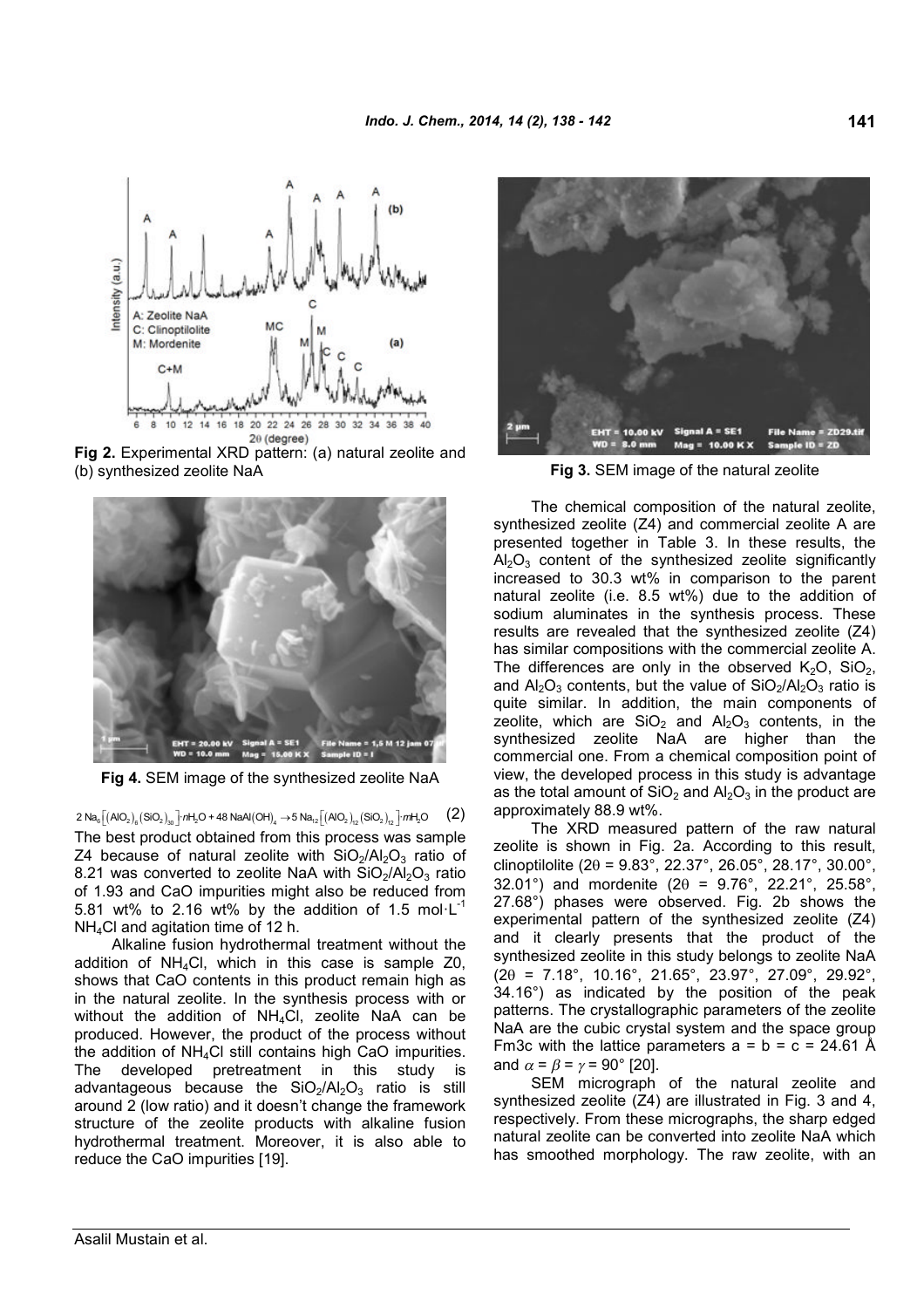Fig 2. Experimental XRD pattern: (a) natural zeolite and (b) synthesized zeolite NaA

Fig 4. SEM image of the synthesized zeolite NaA

$$2\,Na_6\left[(AlO_2)_6(SiO_2)_{30}\right]\cdot nH_2O + 48\,NaAl(OH)_4 \rightarrow 5\,Na_{12}\left[(AlO_2)_{12}(SiO_2)_{12}\right]\cdot mH_2O \quad (2)$$

The best product obtained from this process was sample Z4 because of natural zeolite with $SiO_2/Al_2O_3$ ratio of 8.21 was converted to zeolite NaA with $SiO_2/Al_2O_3$ ratio of 1.93 and CaO impurities might also be reduced from 5.81 wt% to 2.16 wt% by the addition of 1.5 $mol \cdot L^{-1}$ $NH_4Cl$ and agitation time of 12 h.

Alkaline fusion hydrothermal treatment without the addition of $NH_4Cl$, which in this case is sample Z0, shows that CaO contents in this product remain high as in the natural zeolite. In the synthesis process with or without the addition of $NH_4Cl$, zeolite NaA can be produced. However, the product of the process without the addition of $NH_4Cl$ still contains high CaO impurities. The developed pretreatment in this study is advantageous because the $SiO_2/Al_2O_3$ ratio is still around 2 (low ratio) and it doesn't change the framework structure of the zeolite products with alkaline fusion hydrothermal treatment. Moreover, it is also able to reduce the CaO impurities [19].

Fig 3. SEM image of the natural zeolite

The chemical composition of the natural zeolite, synthesized zeolite (Z4) and commercial zeolite A are presented together in Table 3. In these results, the $Al_2O_3$ content of the synthesized zeolite significantly increased to 30.3 wt% in comparison to the parent natural zeolite (i.e. 8.5 wt%) due to the addition of sodium aluminates in the synthesis process. These results are revealed that the synthesized zeolite (Z4) has similar compositions with the commercial zeolite A. The differences are only in the observed $K_2O$, $SiO_2$, and $Al_2O_3$ contents, but the value of $SiO_2/Al_2O_3$ ratio is quite similar. In addition, the main components of zeolite, which are $SiO_2$ and $Al_2O_3$ contents, in the synthesized zeolite NaA are higher than the commercial one. From a chemical composition point of view, the developed process in this study is advantage as the total amount of $SiO_2$ and $Al_2O_3$ in the product are approximately 88.9 wt%.

The XRD measured pattern of the raw natural zeolite is shown in Fig. 2a. According to this result, clinoptilolite ($2\theta$ = 9.83°, 22.37°, 26.05°, 28.17°, 30.00°, 32.01°) and mordenite ($2\theta$ = 9.76°, 22.21°, 25.58°, 27.68°) phases were observed. Fig. 2b shows the experimental pattern of the synthesized zeolite (Z4) and it clearly presents that the product of the synthesized zeolite in this study belongs to zeolite NaA ($2\theta$ = 7.18°, 10.16°, 21.65°, 23.97°, 27.09°, 29.92°, 34.16°) as indicated by the position of the peak patterns. The crystallographic parameters of the zeolite NaA are the cubic crystal system and the space group Fm3c with the lattice parameters a = b = c = 24.61 Å and $\alpha = \beta = \gamma = 90°$ [20].

SEM micrograph of the natural zeolite and synthesized zeolite (Z4) are illustrated in Fig. 3 and 4, respectively. From these micrographs, the sharp edged natural zeolite can be converted into zeolite NaA which has smoothed morphology. The raw zeolite, with an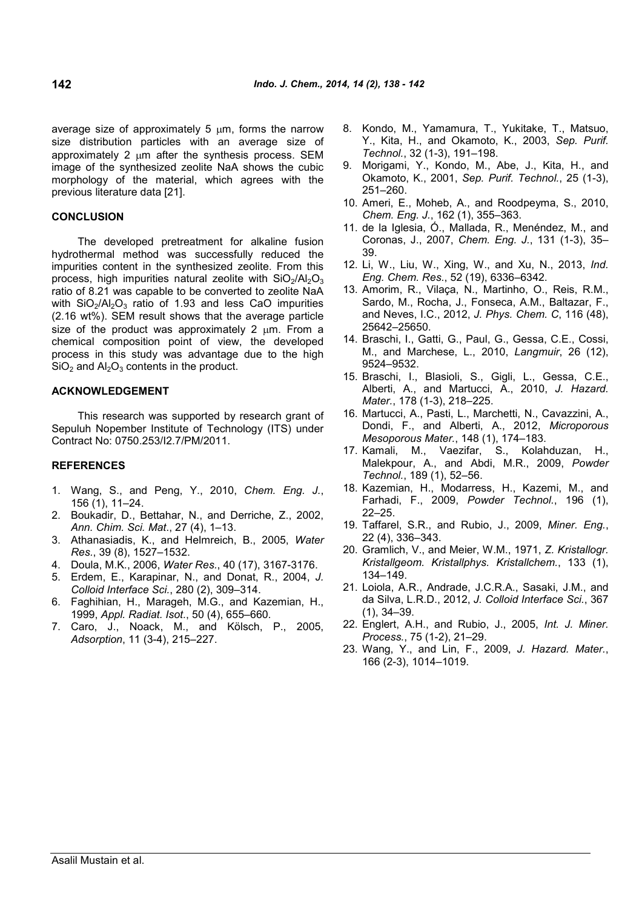average size of approximately 5 μm, forms the narrow size distribution particles with an average size of approximately 2 μm after the synthesis process. SEM image of the synthesized zeolite NaA shows the cubic morphology of the material, which agrees with the previous literature data [21].

## CONCLUSION

The developed pretreatment for alkaline fusion hydrothermal method was successfully reduced the impurities content in the synthesized zeolite. From this process, high impurities natural zeolite with $SiO_2/Al_2O_3$ ratio of 8.21 was capable to be converted to zeolite NaA with $SiO_2/Al_2O_3$ ratio of 1.93 and less CaO impurities (2.16 wt%). SEM result shows that the average particle size of the product was approximately 2 μm. From a chemical composition point of view, the developed process in this study was advantage due to the high $SiO_2$ and $Al_2O_3$ contents in the product.

## ACKNOWLEDGEMENT

This research was supported by research grant of Sepuluh Nopember Institute of Technology (ITS) under Contract No: 0750.253/I2.7/PM/2011.

## REFERENCES

1. Wang, S., and Peng, Y., 2010, *Chem. Eng. J.*, 156 (1), 11–24.
2. Boukadir, D., Bettahar, N., and Derriche, Z., 2002, *Ann. Chim. Sci. Mat.*, 27 (4), 1–13.
3. Athanasiadis, K., and Helmreich, B., 2005, *Water Res.*, 39 (8), 1527–1532.
4. Doula, M.K., 2006, *Water Res.*, 40 (17), 3167-3176.
5. Erdem, E., Karapinar, N., and Donat, R., 2004, *J. Colloid Interface Sci.*, 280 (2), 309–314.
6. Faghihian, H., Marageh, M.G., and Kazemian, H., 1999, *Appl. Radiat. Isot.*, 50 (4), 655–660.
7. Caro, J., Noack, M., and Kölsch, P., 2005, *Adsorption*, 11 (3-4), 215–227.
8. Kondo, M., Yamamura, T., Yukitake, T., Matsuo, Y., Kita, H., and Okamoto, K., 2003, *Sep. Purif. Technol.*, 32 (1-3), 191–198.
9. Morigami, Y., Kondo, M., Abe, J., Kita, H., and Okamoto, K., 2001, *Sep. Purif. Technol.*, 25 (1-3), 251–260.
10. Ameri, E., Moheb, A., and Roodpeyma, S., 2010, *Chem. Eng. J.*, 162 (1), 355–363.
11. de la Iglesia, Ó., Mallada, R., Menéndez, M., and Coronas, J., 2007, *Chem. Eng. J.*, 131 (1-3), 35–39.
12. Li, W., Liu, W., Xing, W., and Xu, N., 2013, *Ind. Eng. Chem. Res.*, 52 (19), 6336–6342.
13. Amorim, R., Vilaça, N., Martinho, O., Reis, R.M., Sardo, M., Rocha, J., Fonseca, A.M., Baltazar, F., and Neves, I.C., 2012, *J. Phys. Chem. C*, 116 (48), 25642–25650.
14. Braschi, I., Gatti, G., Paul, G., Gessa, C.E., Cossi, M., and Marchese, L., 2010, *Langmuir*, 26 (12), 9524–9532.
15. Braschi, I., Blasioli, S., Gigli, L., Gessa, C.E., Alberti, A., and Martucci, A., 2010, *J. Hazard. Mater.*, 178 (1-3), 218–225.
16. Martucci, A., Pasti, L., Marchetti, N., Cavazzini, A., Dondi, F., and Alberti, A., 2012, *Microporous Mesoporous Mater.*, 148 (1), 174–183.
17. Kamali, M., Vaezifar, S., Kolahduzan, H., Malekpour, A., and Abdi, M.R., 2009, *Powder Technol.*, 189 (1), 52–56.
18. Kazemian, H., Modarress, H., Kazemi, M., and Farhadi, F., 2009, *Powder Technol.*, 196 (1), 22–25.
19. Taffarel, S.R., and Rubio, J., 2009, *Miner. Eng.*, 22 (4), 336–343.
20. Gramlich, V., and Meier, W.M., 1971, *Z. Kristallogr. Kristallgeom. Kristallphys. Kristallchem.*, 133 (1), 134–149.
21. Loiola, A.R., Andrade, J.C.R.A., Sasaki, J.M., and da Silva, L.R.D., 2012, *J. Colloid Interface Sci.*, 367 (1), 34–39.
22. Englert, A.H., and Rubio, J., 2005, *Int. J. Miner. Process.*, 75 (1-2), 21–29.
23. Wang, Y., and Lin, F., 2009, *J. Hazard. Mater.*, 166 (2-3), 1014–1019.